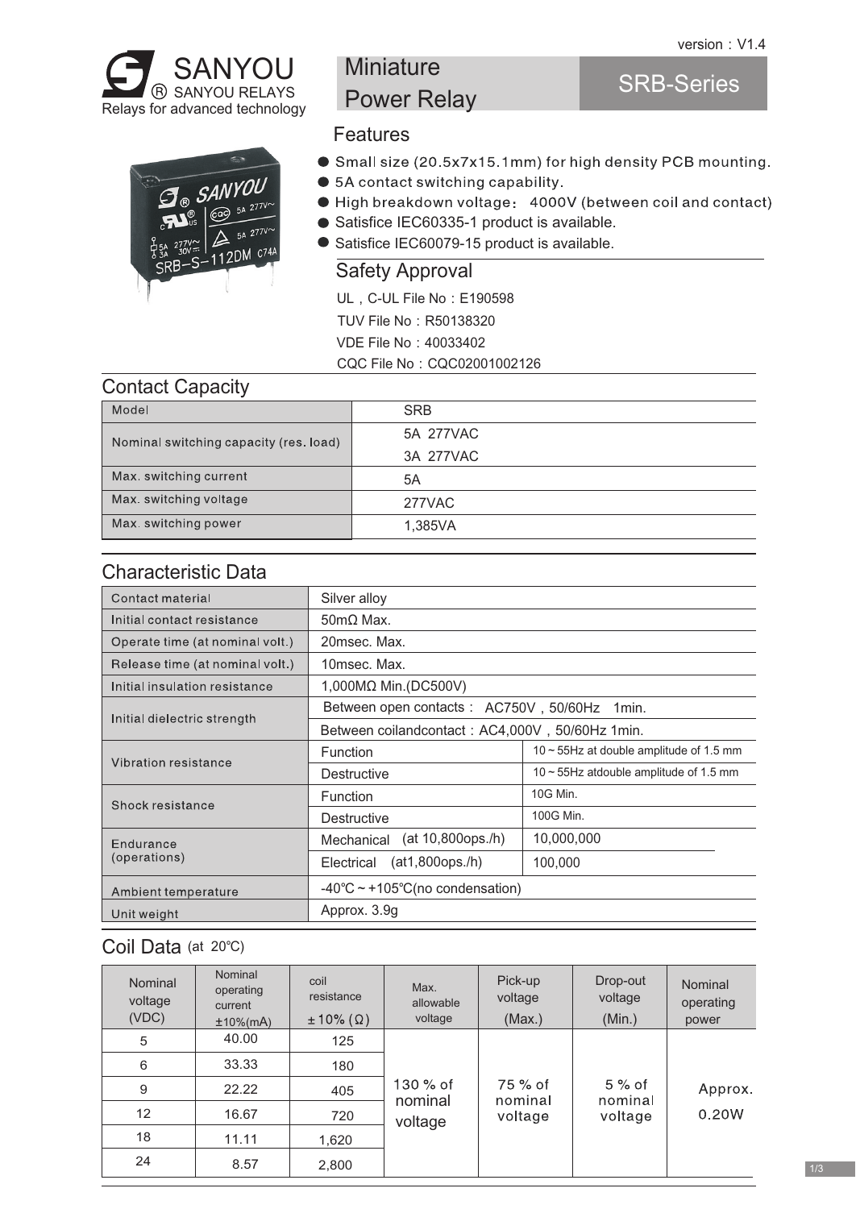version：V1.4

# SANYOU

® SANYOU RELAYS

Relays for advanced technology

## Miniature Power Relay

## SRB-Series

### Features

- Small size (20.5x7x15.1mm) for high density PCB mounting.
- 5A contact switching capability.
- High breakdown voltage： 4000V (between coil and contact)
- Satisfice IEC60335-1 product is available.
- Satisfice IEC60079-15 product is available.

### Safety Approval

UL，C-UL File No：E190598

TUV File No：R50138320

VDE File No：40033402

CQC File No：CQC02001002126

## Contact Capacity

| Model | SRB |
|---|---|
| Nominal switching capacity (res. load) | 5A 277VAC<br>3A 277VAC |
| Max. switching current | 5A |
| Max. switching voltage | 277VAC |
| Max. switching power | 1,385VA |

## Characteristic Data

| Item | | |
|---|---|---|
| Contact material | Silver alloy | |
| Initial contact resistance | 50mΩ Max. | |
| Operate time (at nominal volt.) | 20msec. Max. | |
| Release time (at nominal volt.) | 10msec. Max. | |
| Initial insulation resistance | 1,000MΩ Min.(DC500V) | |
| Initial dielectric strength | Between open contacts： AC750V，50/60Hz 1min. | |
| | Between coilandcontact：AC4,000V，50/60Hz 1min. | |
| Vibration resistance | Function | 10 ~ 55Hz at double amplitude of 1.5 mm |
| | Destructive | 10 ~ 55Hz atdouble amplitude of 1.5 mm |
| Shock resistance | Function | 10G Min. |
| | Destructive | 100G Min. |
| Endurance (operations) | Mechanical (at 10,800ops./h) | 10,000,000 |
| | Electrical (at1,800ops./h) | 100,000 |
| Ambient temperature | -40℃ ~ +105℃(no condensation) | |
| Unit weight | Approx. 3.9g | |

## Coil Data (at 20℃)

| Nominal voltage (VDC) | Nominal operating current ±10%(mA) | coil resistance ±10% (Ω) | Max. allowable voltage | Pick-up voltage (Max.) | Drop-out voltage (Min.) | Nominal operating power |
|---|---|---|---|---|---|---|
| 5 | 40.00 | 125 | 130 % of nominal voltage | 75 % of nominal voltage | 5 % of nominal voltage | Approx. 0.20W |
| 6 | 33.33 | 180 | | | | |
| 9 | 22.22 | 405 | | | | |
| 12 | 16.67 | 720 | | | | |
| 18 | 11.11 | 1,620 | | | | |
| 24 | 8.57 | 2,800 | | | | |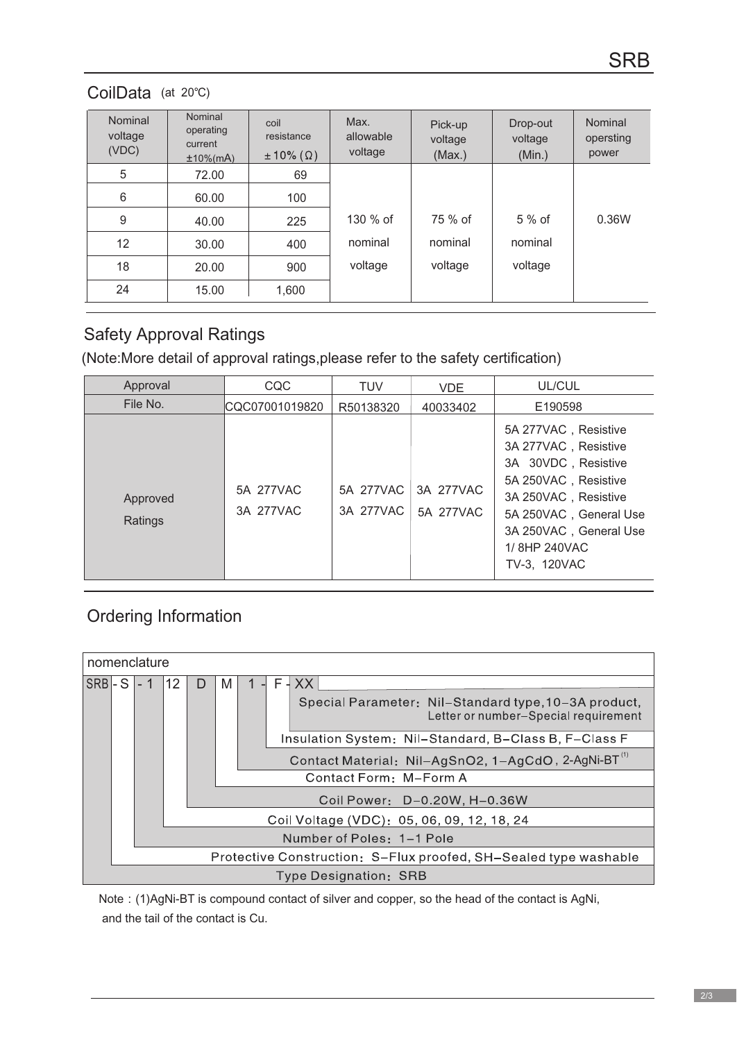## CoilData (at 20℃)

| Nominal voltage (VDC) | Nominal operating current ±10%(mA) | coil resistance ±10% (Ω) | Max. allowable voltage | Pick-up voltage (Max.) | Drop-out voltage (Min.) | Nominal opersting power |
|---|---|---|---|---|---|---|
| 5 | 72.00 | 69 | 130 % of nominal voltage | 75 % of nominal voltage | 5 % of nominal voltage | 0.36W |
| 6 | 60.00 | 100 | | | | |
| 9 | 40.00 | 225 | | | | |
| 12 | 30.00 | 400 | | | | |
| 18 | 20.00 | 900 | | | | |
| 24 | 15.00 | 1,600 | | | | |

## Safety Approval Ratings

(Note:More detail of approval ratings,please refer to the safety certification)

| Approval | CQC | TUV | VDE | UL/CUL |
|---|---|---|---|---|
| File No. | CQC07001019820 | R50138320 | 40033402 | E190598 |
| Approved Ratings | 5A 277VAC<br>3A 277VAC | 5A 277VAC<br>3A 277VAC | 3A 277VAC<br>5A 277VAC | 5A 277VAC，Resistive<br>3A 277VAC，Resistive<br>3A 30VDC，Resistive<br>5A 250VAC，Resistive<br>3A 250VAC，Resistive<br>5A 250VAC，General Use<br>3A 250VAC，General Use<br>1/ 8HP 240VAC<br>TV-3, 120VAC |

## Ordering Information

nomenclature

SRB - S - 1 12 D M 1 - F - XX

- XX — Special Parameter：Nil–Standard type,10–3A product, Letter or number–Special requirement
- F — Insulation System：Nil–Standard, B–Class B, F–Class F
- 1 — Contact Material：Nil–AgSnO2, 1–AgCdO, 2-AgNi-BT[(1)]
- M — Contact Form：M–Form A
- D — Coil Power：D–0.20W, H–0.36W
- 12 — Coil Voltage (VDC)：05, 06, 09, 12, 18, 24
- 1 — Number of Poles：1–1 Pole
- S — Protective Construction：S–Flux proofed, SH–Sealed type washable
- SRB — Type Designation：SRB

Note：(1)AgNi-BT is compound contact of silver and copper, so the head of the contact is AgNi, and the tail of the contact is Cu.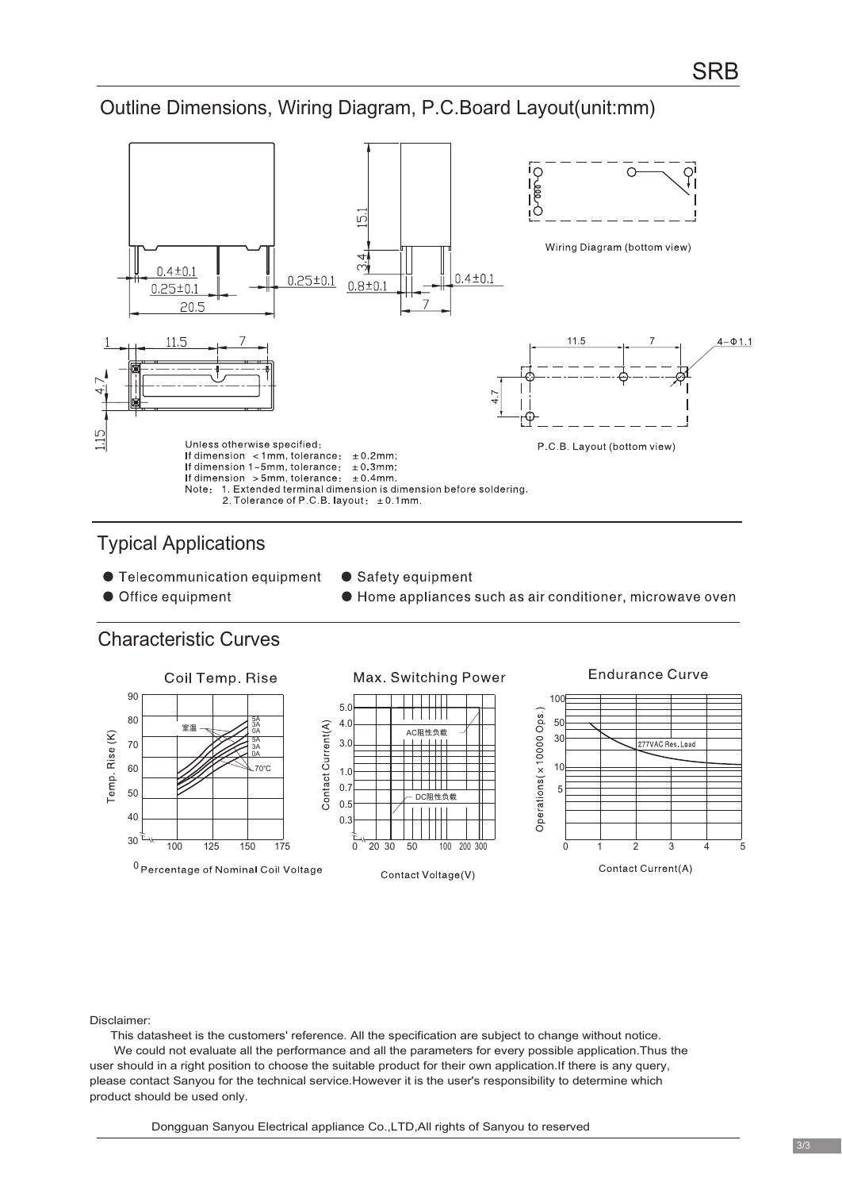## Outline Dimensions, Wiring Diagram, P.C.Board Layout(unit:mm)

0.4±0.1
0.25±0.1
20.5
0.25±0.1
15.1
3.4
0.8±0.1
7
0.4±0.1

Wiring Diagram (bottom view)

1
11.5
7
4.7
1.15

11.5
7
4-Φ1.1
4.7

P.C.B. Layout (bottom view)

Unless otherwise specified:
If dimension <1mm, tolerance: ±0.2mm;
If dimension 1~5mm, tolerance: ±0.3mm;
If dimension >5mm, tolerance: ±0.4mm.
Note: 1. Extended terminal dimension is dimension before soldering.
2. Tolerance of P.C.B. layout: ±0.1mm.

## Typical Applications

- Telecommunication equipment
- Safety equipment
- Office equipment
- Home appliances such as air conditioner, microwave oven

## Characteristic Curves

Coil Temp. Rise

Temp. Rise (K)
90
80
70
60
50
40
30
室温
5A
3A
0A
5A
3A
0A
70℃
0
100
125
150
175
Percentage of Nominal Coil Voltage

Max. Switching Power

Contact Current(A)
5.0
4.0
3.0
1.0
0.7
0.5
0.3
AC阻性负载
DC阻性负载
0
20
30
50
100
200
300
Contact Voltage(V)

Endurance Curve

Operations(×10000 Ops.)
100
50
30
10
5
277VAC Res. Load
0
1
2
3
4
5
Contact Current(A)

Disclaimer:

This datasheet is the customers' reference. All the specification are subject to change without notice.

We could not evaluate all the performance and all the parameters for every possible application.Thus the user should in a right position to choose the suitable product for their own application.If there is any query, please contact Sanyou for the technical service.However it is the user's responsibility to determine which product should be used only.

Dongguan Sanyou Electrical appliance Co.,LTD,All rights of Sanyou to reserved